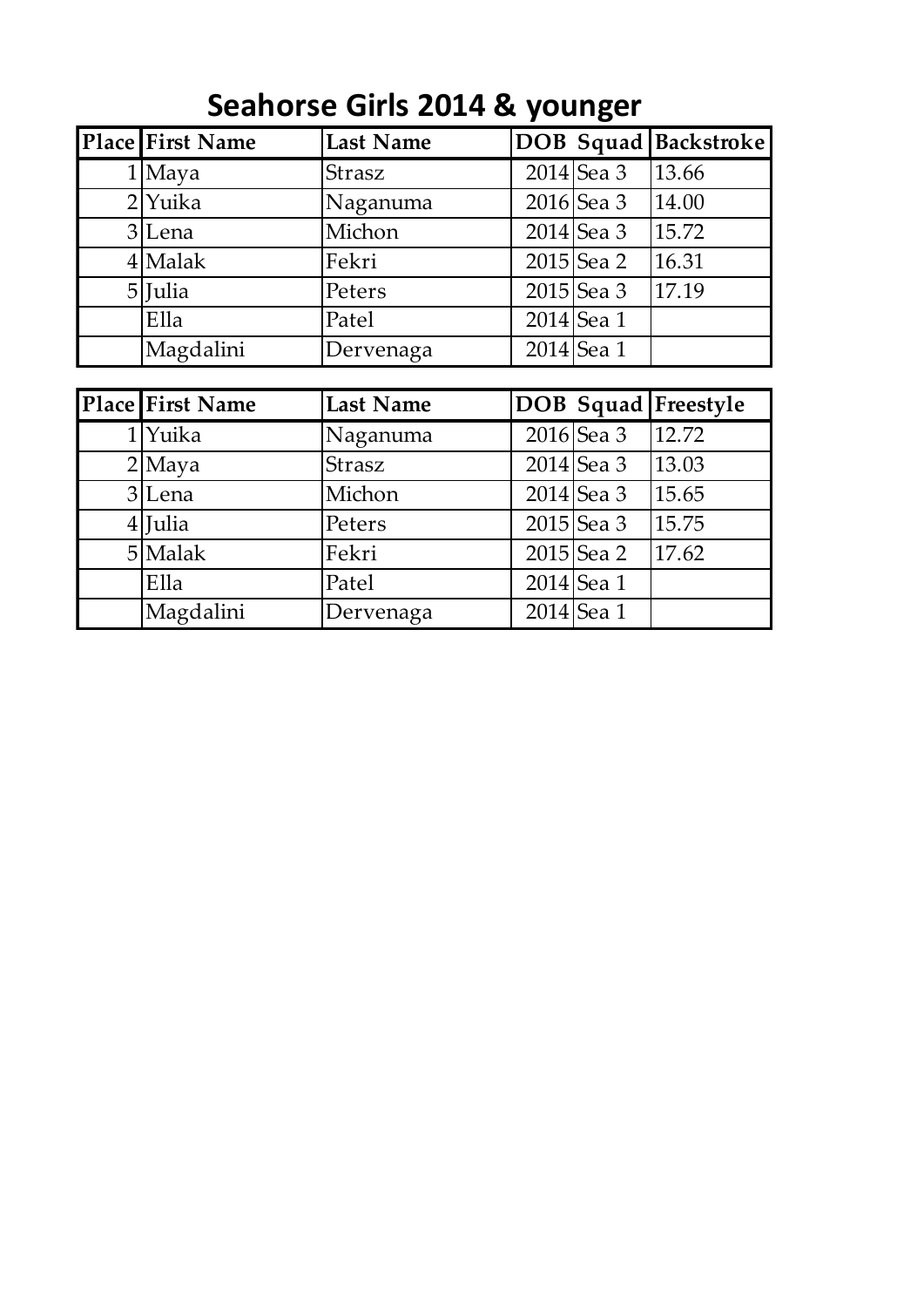# Seahorse Girls 2014 & younger

| Place | First Name | Last Name | DOB | Squad | Backstroke |
|---|---|---|---|---|---|
| 1 | Maya | Strasz | 2014 | Sea 3 | 13.66 |
| 2 | Yuika | Naganuma | 2016 | Sea 3 | 14.00 |
| 3 | Lena | Michon | 2014 | Sea 3 | 15.72 |
| 4 | Malak | Fekri | 2015 | Sea 2 | 16.31 |
| 5 | Julia | Peters | 2015 | Sea 3 | 17.19 |
| | Ella | Patel | 2014 | Sea 1 | |
| | Magdalini | Dervenaga | 2014 | Sea 1 | |

| Place | First Name | Last Name | DOB | Squad | Freestyle |
|---|---|---|---|---|---|
| 1 | Yuika | Naganuma | 2016 | Sea 3 | 12.72 |
| 2 | Maya | Strasz | 2014 | Sea 3 | 13.03 |
| 3 | Lena | Michon | 2014 | Sea 3 | 15.65 |
| 4 | Julia | Peters | 2015 | Sea 3 | 15.75 |
| 5 | Malak | Fekri | 2015 | Sea 2 | 17.62 |
| | Ella | Patel | 2014 | Sea 1 | |
| | Magdalini | Dervenaga | 2014 | Sea 1 | |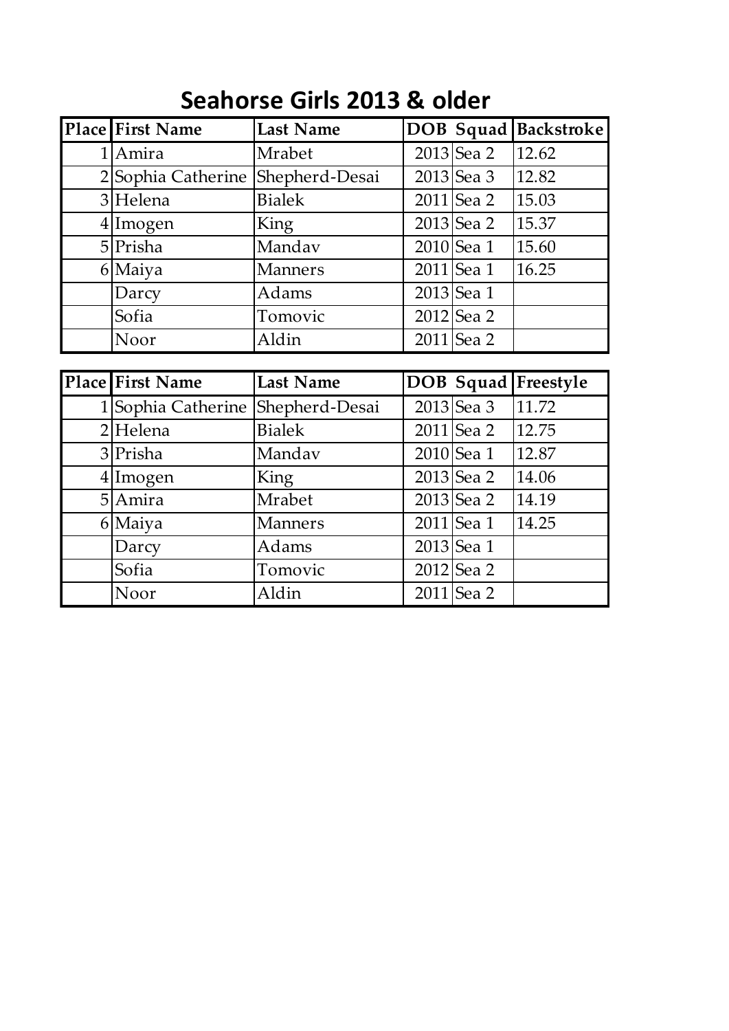# Seahorse Girls 2013 & older

| Place | First Name | Last Name | DOB | Squad | Backstroke |
|---|---|---|---|---|---|
| 1 | Amira | Mrabet | 2013 | Sea 2 | 12.62 |
| 2 | Sophia Catherine | Shepherd-Desai | 2013 | Sea 3 | 12.82 |
| 3 | Helena | Bialek | 2011 | Sea 2 | 15.03 |
| 4 | Imogen | King | 2013 | Sea 2 | 15.37 |
| 5 | Prisha | Mandav | 2010 | Sea 1 | 15.60 |
| 6 | Maiya | Manners | 2011 | Sea 1 | 16.25 |
| | Darcy | Adams | 2013 | Sea 1 | |
| | Sofia | Tomovic | 2012 | Sea 2 | |
| | Noor | Aldin | 2011 | Sea 2 | |

| Place | First Name | Last Name | DOB | Squad | Freestyle |
|---|---|---|---|---|---|
| 1 | Sophia Catherine | Shepherd-Desai | 2013 | Sea 3 | 11.72 |
| 2 | Helena | Bialek | 2011 | Sea 2 | 12.75 |
| 3 | Prisha | Mandav | 2010 | Sea 1 | 12.87 |
| 4 | Imogen | King | 2013 | Sea 2 | 14.06 |
| 5 | Amira | Mrabet | 2013 | Sea 2 | 14.19 |
| 6 | Maiya | Manners | 2011 | Sea 1 | 14.25 |
| | Darcy | Adams | 2013 | Sea 1 | |
| | Sofia | Tomovic | 2012 | Sea 2 | |
| | Noor | Aldin | 2011 | Sea 2 | |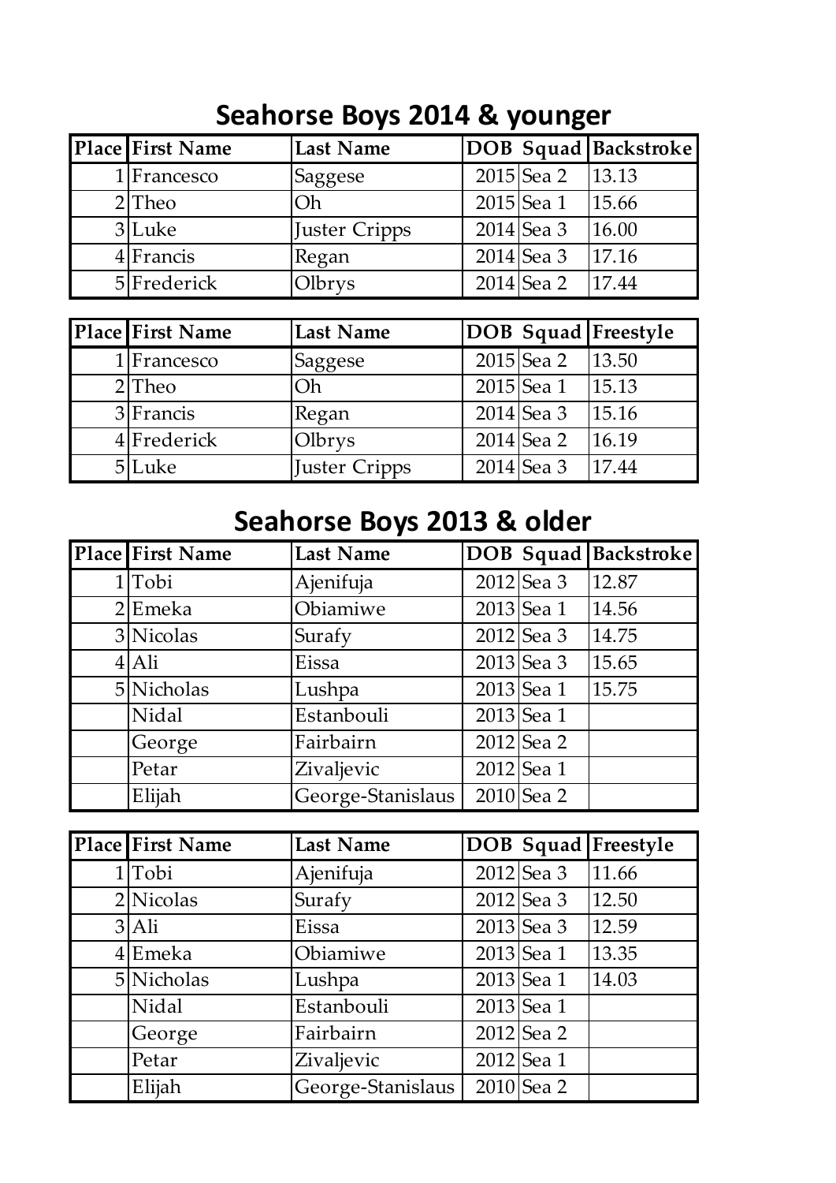## Seahorse Boys 2014 & younger

| Place | First Name | Last Name | DOB | Squad | Backstroke |
|---|---|---|---|---|---|
| 1 | Francesco | Saggese | 2015 | Sea 2 | 13.13 |
| 2 | Theo | Oh | 2015 | Sea 1 | 15.66 |
| 3 | Luke | Juster Cripps | 2014 | Sea 3 | 16.00 |
| 4 | Francis | Regan | 2014 | Sea 3 | 17.16 |
| 5 | Frederick | Olbrys | 2014 | Sea 2 | 17.44 |

| Place | First Name | Last Name | DOB | Squad | Freestyle |
|---|---|---|---|---|---|
| 1 | Francesco | Saggese | 2015 | Sea 2 | 13.50 |
| 2 | Theo | Oh | 2015 | Sea 1 | 15.13 |
| 3 | Francis | Regan | 2014 | Sea 3 | 15.16 |
| 4 | Frederick | Olbrys | 2014 | Sea 2 | 16.19 |
| 5 | Luke | Juster Cripps | 2014 | Sea 3 | 17.44 |

## Seahorse Boys 2013 & older

| Place | First Name | Last Name | DOB | Squad | Backstroke |
|---|---|---|---|---|---|
| 1 | Tobi | Ajenifuja | 2012 | Sea 3 | 12.87 |
| 2 | Emeka | Obiamiwe | 2013 | Sea 1 | 14.56 |
| 3 | Nicolas | Surafy | 2012 | Sea 3 | 14.75 |
| 4 | Ali | Eissa | 2013 | Sea 3 | 15.65 |
| 5 | Nicholas | Lushpa | 2013 | Sea 1 | 15.75 |
| | Nidal | Estanbouli | 2013 | Sea 1 | |
| | George | Fairbairn | 2012 | Sea 2 | |
| | Petar | Zivaljevic | 2012 | Sea 1 | |
| | Elijah | George-Stanislaus | 2010 | Sea 2 | |

| Place | First Name | Last Name | DOB | Squad | Freestyle |
|---|---|---|---|---|---|
| 1 | Tobi | Ajenifuja | 2012 | Sea 3 | 11.66 |
| 2 | Nicolas | Surafy | 2012 | Sea 3 | 12.50 |
| 3 | Ali | Eissa | 2013 | Sea 3 | 12.59 |
| 4 | Emeka | Obiamiwe | 2013 | Sea 1 | 13.35 |
| 5 | Nicholas | Lushpa | 2013 | Sea 1 | 14.03 |
| | Nidal | Estanbouli | 2013 | Sea 1 | |
| | George | Fairbairn | 2012 | Sea 2 | |
| | Petar | Zivaljevic | 2012 | Sea 1 | |
| | Elijah | George-Stanislaus | 2010 | Sea 2 | |